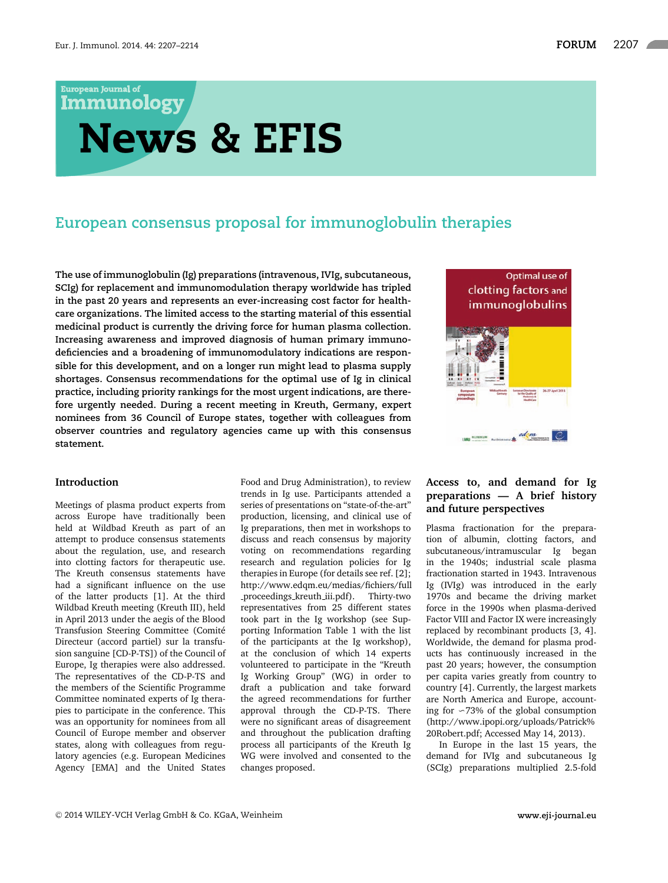# European consensus proposal for immunoglobulin therapies

**The use of immunoglobulin (Ig) preparations (intravenous, IVIg, subcutaneous, SCIg) for replacement and immunomodulation therapy worldwide has tripled in the past 20 years and represents an ever-increasing cost factor for healthcare organizations. The limited access to the starting material of this essential medicinal product is currently the driving force for human plasma collection. Increasing awareness and improved diagnosis of human primary immunodeficiencies and a broadening of immunomodulatory indications are responsible for this development, and on a longer run might lead to plasma supply shortages. Consensus recommendations for the optimal use of Ig in clinical practice, including priority rankings for the most urgent indications, are therefore urgently needed. During a recent meeting in Kreuth, Germany, expert nominees from 36 Council of Europe states, together with colleagues from observer countries and regulatory agencies came up with this consensus statement.**

## Introduction

Meetings of plasma product experts from across Europe have traditionally been held at Wildbad Kreuth as part of an attempt to produce consensus statements about the regulation, use, and research into clotting factors for therapeutic use. The Kreuth consensus statements have had a significant influence on the use of the latter products [1]. At the third Wildbad Kreuth meeting (Kreuth III), held in April 2013 under the aegis of the Blood Transfusion Steering Committee (Comité Directeur (accord partiel) sur la transfusion sanguine [CD-P-TS]) of the Council of Europe, Ig therapies were also addressed. The representatives of the CD-P-TS and the members of the Scientific Programme Committee nominated experts of Ig therapies to participate in the conference. This was an opportunity for nominees from all Council of Europe member and observer states, along with colleagues from regulatory agencies (e.g. European Medicines Agency [EMA] and the United States Food and Drug Administration), to review trends in Ig use. Participants attended a series of presentations on "state-of-the-art" production, licensing, and clinical use of Ig preparations, then met in workshops to discuss and reach consensus by majority voting on recommendations regarding research and regulation policies for Ig therapies in Europe (for details see ref. [2]; http://www.edqm.eu/medias/fichiers/full_proceedings_kreuth_iii.pdf). Thirty-two representatives from 25 different states took part in the Ig workshop (see Supporting Information Table 1 with the list of the participants at the Ig workshop), at the conclusion of which 14 experts volunteered to participate in the "Kreuth Ig Working Group" (WG) in order to draft a publication and take forward the agreed recommendations for further approval through the CD-P-TS. There were no significant areas of disagreement and throughout the publication drafting process all participants of the Kreuth Ig WG were involved and consented to the changes proposed.

## Access to, and demand for Ig preparations — A brief history and future perspectives

Plasma fractionation for the preparation of albumin, clotting factors, and subcutaneous/intramuscular Ig began in the 1940s; industrial scale plasma fractionation started in 1943. Intravenous Ig (IVIg) was introduced in the early 1970s and became the driving market force in the 1990s when plasma-derived Factor VIII and Factor IX were increasingly replaced by recombinant products [3, 4]. Worldwide, the demand for plasma products has continuously increased in the past 20 years; however, the consumption per capita varies greatly from country to country [4]. Currently, the largest markets are North America and Europe, accounting for ~73% of the global consumption (http://www.ipopi.org/uploads/Patrick%20Robert.pdf; Accessed May 14, 2013).

In Europe in the last 15 years, the demand for IVIg and subcutaneous Ig (SCIg) preparations multiplied 2.5-fold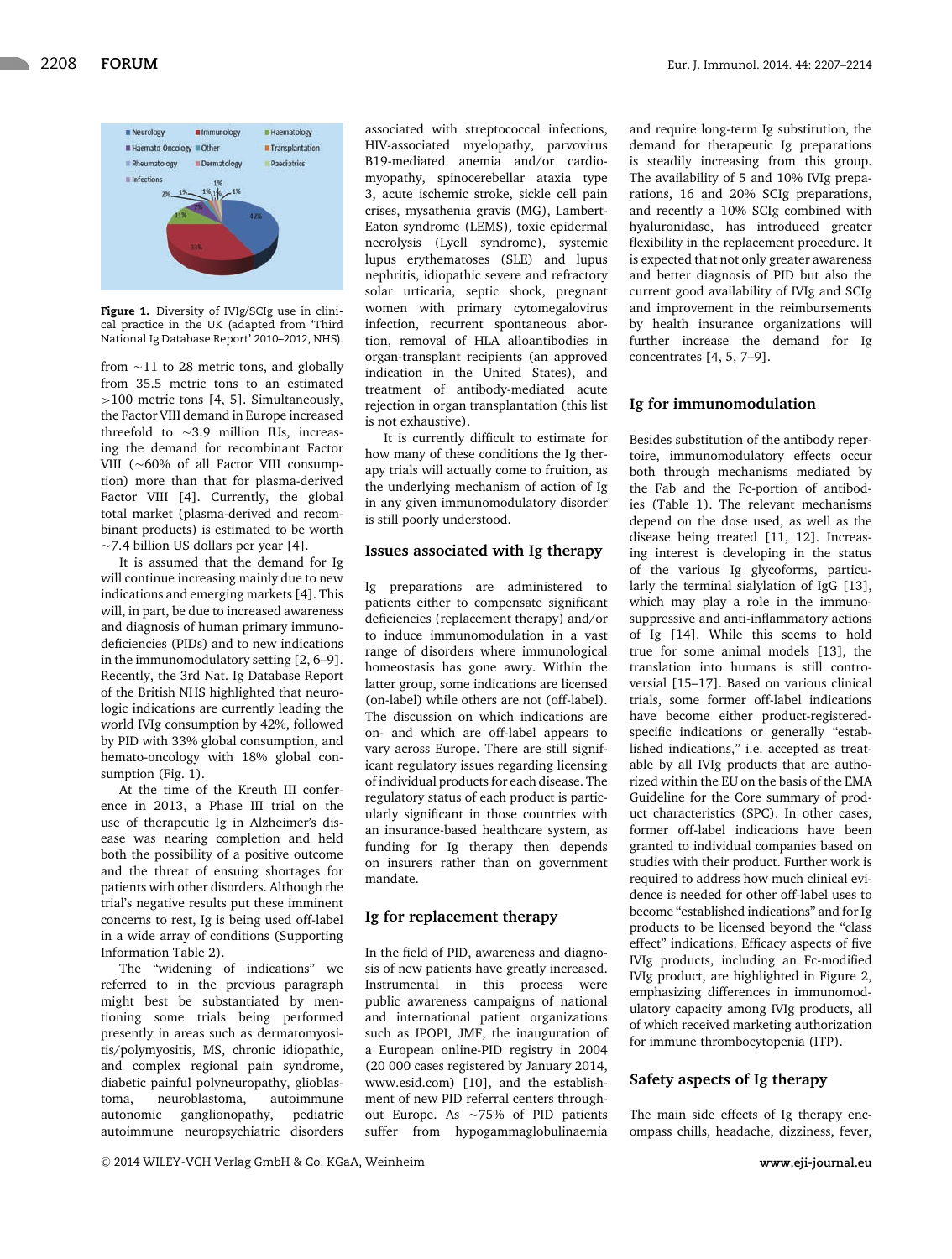Figure 1. Diversity of IVIg/SCIg use in clinical practice in the UK (adapted from 'Third National Ig Database Report' 2010–2012, NHS).

from ~11 to 28 metric tons, and globally from 35.5 metric tons to an estimated >100 metric tons [4, 5]. Simultaneously, the Factor VIII demand in Europe increased threefold to ~3.9 million IUs, increasing the demand for recombinant Factor VIII (~60% of all Factor VIII consumption) more than that for plasma-derived Factor VIII [4]. Currently, the global total market (plasma-derived and recombinant products) is estimated to be worth ~7.4 billion US dollars per year [4].

It is assumed that the demand for Ig will continue increasing mainly due to new indications and emerging markets [4]. This will, in part, be due to increased awareness and diagnosis of human primary immunodeficiencies (PIDs) and to new indications in the immunomodulatory setting [2, 6–9]. Recently, the 3rd Nat. Ig Database Report of the British NHS highlighted that neurologic indications are currently leading the world IVIg consumption by 42%, followed by PID with 33% global consumption, and hemato-oncology with 18% global consumption (Fig. 1).

At the time of the Kreuth III conference in 2013, a Phase III trial on the use of therapeutic Ig in Alzheimer's disease was nearing completion and held both the possibility of a positive outcome and the threat of ensuing shortages for patients with other disorders. Although the trial's negative results put these imminent concerns to rest, Ig is being used off-label in a wide array of conditions (Supporting Information Table 2).

The "widening of indications" we referred to in the previous paragraph might best be substantiated by mentioning some trials being performed presently in areas such as dermatomyositis/polymyositis, MS, chronic idiopathic, and complex regional pain syndrome, diabetic painful polyneuropathy, glioblastoma, neuroblastoma, autoimmune autonomic ganglionopathy, pediatric autoimmune neuropsychiatric disorders associated with streptococcal infections, HIV-associated myelopathy, parvovirus B19-mediated anemia and/or cardiomyopathy, spinocerebellar ataxia type 3, acute ischemic stroke, sickle cell pain crises, mysathenia gravis (MG), Lambert-Eaton syndrome (LEMS), toxic epidermal necrolysis (Lyell syndrome), systemic lupus erythematoses (SLE) and lupus nephritis, idiopathic severe and refractory solar urticaria, septic shock, pregnant women with primary cytomegalovirus infection, recurrent spontaneous abortion, removal of HLA alloantibodies in organ-transplant recipients (an approved indication in the United States), and treatment of antibody-mediated acute rejection in organ transplantation (this list is not exhaustive).

It is currently difficult to estimate for how many of these conditions the Ig therapy trials will actually come to fruition, as the underlying mechanism of action of Ig in any given immunomodulatory disorder is still poorly understood.

## Issues associated with Ig therapy

Ig preparations are administered to patients either to compensate significant deficiencies (replacement therapy) and/or to induce immunomodulation in a vast range of disorders where immunological homeostasis has gone awry. Within the latter group, some indications are licensed (on-label) while others are not (off-label). The discussion on which indications are on- and which are off-label appears to vary across Europe. There are still significant regulatory issues regarding licensing of individual products for each disease. The regulatory status of each product is particularly significant in those countries with an insurance-based healthcare system, as funding for Ig therapy then depends on insurers rather than on government mandate.

## Ig for replacement therapy

In the field of PID, awareness and diagnosis of new patients have greatly increased. Instrumental in this process were public awareness campaigns of national and international patient organizations such as IPOPI, JMF, the inauguration of a European online-PID registry in 2004 (20 000 cases registered by January 2014, www.esid.com) [10], and the establishment of new PID referral centers throughout Europe. As ~75% of PID patients suffer from hypogammaglobulinaemia and require long-term Ig substitution, the demand for therapeutic Ig preparations is steadily increasing from this group. The availability of 5 and 10% IVIg preparations, 16 and 20% SCIg preparations, and recently a 10% SCIg combined with hyaluronidase, has introduced greater flexibility in the replacement procedure. It is expected that not only greater awareness and better diagnosis of PID but also the current good availability of IVIg and SCIg and improvement in the reimbursements by health insurance organizations will further increase the demand for Ig concentrates [4, 5, 7–9].

## Ig for immunomodulation

Besides substitution of the antibody repertoire, immunomodulatory effects occur both through mechanisms mediated by the Fab and the Fc-portion of antibodies (Table 1). The relevant mechanisms depend on the dose used, as well as the disease being treated [11, 12]. Increasing interest is developing in the status of the various Ig glycoforms, particularly the terminal sialylation of IgG [13], which may play a role in the immunosuppressive and anti-inflammatory actions of Ig [14]. While this seems to hold true for some animal models [13], the translation into humans is still controversial [15–17]. Based on various clinical trials, some former off-label indications have become either product-registered-specific indications or generally "established indications," i.e. accepted as treatable by all IVIg products that are authorized within the EU on the basis of the EMA Guideline for the Core summary of product characteristics (SPC). In other cases, former off-label indications have been granted to individual companies based on studies with their product. Further work is required to address how much clinical evidence is needed for other off-label uses to become "established indications" and for Ig products to be licensed beyond the "class effect" indications. Efficacy aspects of five IVIg products, including an Fc-modified IVIg product, are highlighted in Figure 2, emphasizing differences in immunomodulatory capacity among IVIg products, all of which received marketing authorization for immune thrombocytopenia (ITP).

## Safety aspects of Ig therapy

The main side effects of Ig therapy encompass chills, headache, dizziness, fever,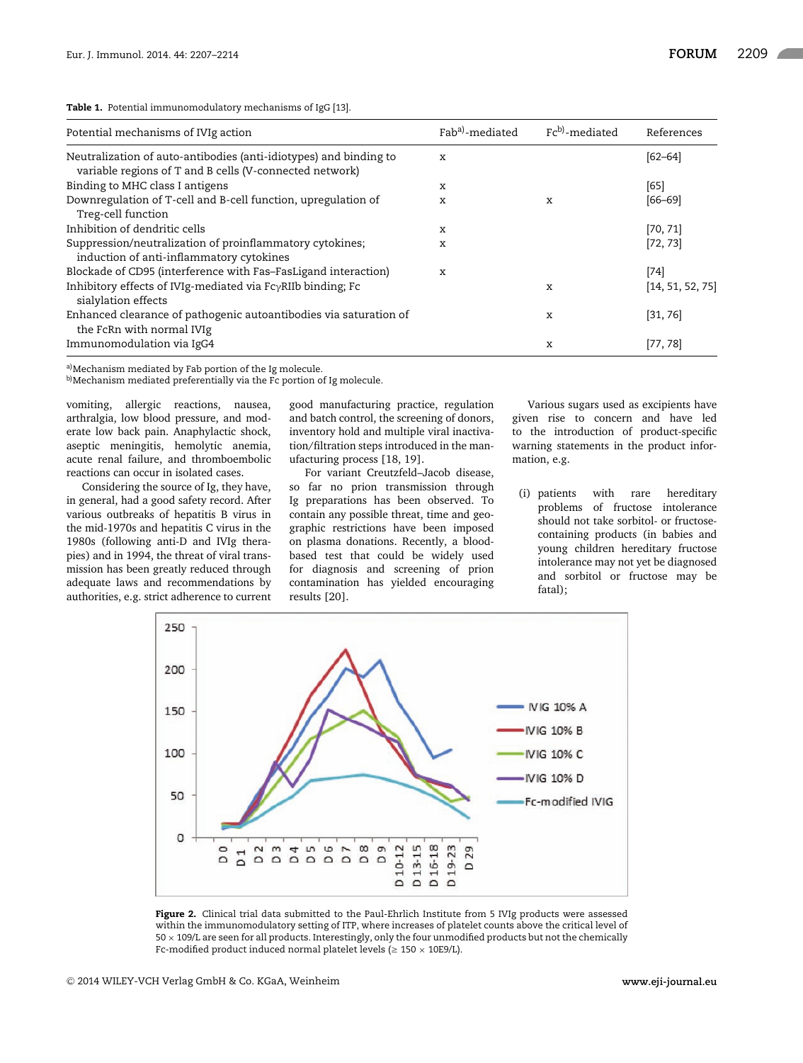**Table 1.** Potential immunomodulatory mechanisms of IgG [13].

| Potential mechanisms of IVIg action | Fab[a)]-mediated | Fc[b)]-mediated | References |
|---|---|---|---|
| Neutralization of auto-antibodies (anti-idiotypes) and binding to variable regions of T and B cells (V-connected network) | x | | [62–64] |
| Binding to MHC class I antigens | x | | [65] |
| Downregulation of T-cell and B-cell function, upregulation of Treg-cell function | x | x | [66–69] |
| Inhibition of dendritic cells | x | | [70, 71] |
| Suppression/neutralization of proinflammatory cytokines; induction of anti-inflammatory cytokines | x | | [72, 73] |
| Blockade of CD95 (interference with Fas–FasLigand interaction) | x | | [74] |
| Inhibitory effects of IVIg-mediated via FcγRIIb binding; Fc sialylation effects | | x | [14, 51, 52, 75] |
| Enhanced clearance of pathogenic autoantibodies via saturation of the FcRn with normal IVIg | | x | [31, 76] |
| Immunomodulation via IgG4 | | x | [77, 78] |

a)Mechanism mediated by Fab portion of the Ig molecule.
b)Mechanism mediated preferentially via the Fc portion of Ig molecule.

vomiting, allergic reactions, nausea, arthralgia, low blood pressure, and moderate low back pain. Anaphylactic shock, aseptic meningitis, hemolytic anemia, acute renal failure, and thromboembolic reactions can occur in isolated cases.

Considering the source of Ig, they have, in general, had a good safety record. After various outbreaks of hepatitis B virus in the mid-1970s and hepatitis C virus in the 1980s (following anti-D and IVIg therapies) and in 1994, the threat of viral transmission has been greatly reduced through adequate laws and recommendations by authorities, e.g. strict adherence to current good manufacturing practice, regulation and batch control, the screening of donors, inventory hold and multiple viral inactivation/filtration steps introduced in the manufacturing process [18, 19].

For variant Creutzfeld–Jacob disease, so far no prion transmission through Ig preparations has been observed. To contain any possible threat, time and geographic restrictions have been imposed on plasma donations. Recently, a blood-based test that could be widely used for diagnosis and screening of prion contamination has yielded encouraging results [20].

Various sugars used as excipients have given rise to concern and have led to the introduction of product-specific warning statements in the product information, e.g.

(i) patients with rare hereditary problems of fructose intolerance should not take sorbitol- or fructose-containing products (in babies and young children hereditary fructose intolerance may not yet be diagnosed and sorbitol or fructose may be fatal);

**Figure 2.** Clinical trial data submitted to the Paul-Ehrlich Institute from 5 IVIg products were assessed within the immunomodulatory setting of ITP, where increases of platelet counts above the critical level of 50 × 109/L are seen for all products. Interestingly, only the four unmodified products but not the chemically Fc-modified product induced normal platelet levels (≥ 150 × 10E9/L).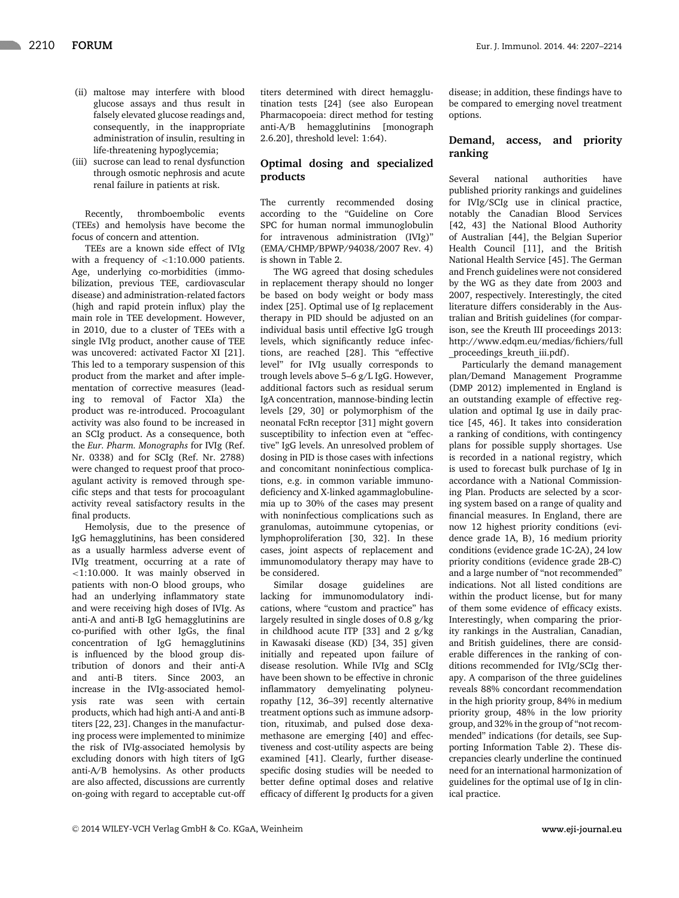(ii) maltose may interfere with blood glucose assays and thus result in falsely elevated glucose readings and, consequently, in the inappropriate administration of insulin, resulting in life-threatening hypoglycemia;

(iii) sucrose can lead to renal dysfunction through osmotic nephrosis and acute renal failure in patients at risk.

Recently, thromboembolic events (TEEs) and hemolysis have become the focus of concern and attention.

TEEs are a known side effect of IVIg with a frequency of <1:10.000 patients. Age, underlying co-morbidities (immobilization, previous TEE, cardiovascular disease) and administration-related factors (high and rapid protein influx) play the main role in TEE development. However, in 2010, due to a cluster of TEEs with a single IVIg product, another cause of TEE was uncovered: activated Factor XI [21]. This led to a temporary suspension of this product from the market and after implementation of corrective measures (leading to removal of Factor XIa) the product was re-introduced. Procoagulant activity was also found to be increased in an SCIg product. As a consequence, both the *Eur. Pharm. Monographs* for IVIg (Ref. Nr. 0338) and for SCIg (Ref. Nr. 2788) were changed to request proof that procoagulant activity is removed through specific steps and that tests for procoagulant activity reveal satisfactory results in the final products.

Hemolysis, due to the presence of IgG hemagglutinins, has been considered as a usually harmless adverse event of IVIg treatment, occurring at a rate of <1:10.000. It was mainly observed in patients with non-O blood groups, who had an underlying inflammatory state and were receiving high doses of IVIg. As anti-A and anti-B IgG hemagglutinins are co-purified with other IgGs, the final concentration of IgG hemagglutinins is influenced by the blood group distribution of donors and their anti-A and anti-B titers. Since 2003, an increase in the IVIg-associated hemolysis rate was seen with certain products, which had high anti-A and anti-B titers [22, 23]. Changes in the manufacturing process were implemented to minimize the risk of IVIg-associated hemolysis by excluding donors with high titers of IgG anti-A/B hemolysins. As other products are also affected, discussions are currently on-going with regard to acceptable cut-off titers determined with direct hemagglutination tests [24] (see also European Pharmacopoeia: direct method for testing anti-A/B hemagglutinins [monograph 2.6.20], threshold level: 1:64).

## Optimal dosing and specialized products

The currently recommended dosing according to the "Guideline on Core SPC for human normal immunoglobulin for intravenous administration (IVIg)" (EMA/CHMP/BPWP/94038/2007 Rev. 4) is shown in Table 2.

The WG agreed that dosing schedules in replacement therapy should no longer be based on body weight or body mass index [25]. Optimal use of Ig replacement therapy in PID should be adjusted on an individual basis until effective IgG trough levels, which significantly reduce infections, are reached [28]. This "effective level" for IVIg usually corresponds to trough levels above 5–6 g/L IgG. However, additional factors such as residual serum IgA concentration, mannose-binding lectin levels [29, 30] or polymorphism of the neonatal FcRn receptor [31] might govern susceptibility to infection even at "effective" IgG levels. An unresolved problem of dosing in PID is those cases with infections and concomitant noninfectious complications, e.g. in common variable immunodeficiency and X-linked agammaglobulinemia up to 30% of the cases may present with noninfectious complications such as granulomas, autoimmune cytopenias, or lymphoproliferation [30, 32]. In these cases, joint aspects of replacement and immunomodulatory therapy may have to be considered.

Similar dosage guidelines are lacking for immunomodulatory indications, where "custom and practice" has largely resulted in single doses of 0.8 g/kg in childhood acute ITP [33] and 2 g/kg in Kawasaki disease (KD) [34, 35] given initially and repeated upon failure of disease resolution. While IVIg and SCIg have been shown to be effective in chronic inflammatory demyelinating polyneuropathy [12, 36–39] recently alternative treatment options such as immune adsorption, rituximab, and pulsed dose dexamethasone are emerging [40] and effectiveness and cost-utility aspects are being examined [41]. Clearly, further disease-specific dosing studies will be needed to better define optimal doses and relative efficacy of different Ig products for a given disease; in addition, these findings have to be compared to emerging novel treatment options.

## Demand, access, and priority ranking

Several national authorities have published priority rankings and guidelines for IVIg/SCIg use in clinical practice, notably the Canadian Blood Services [42, 43] the National Blood Authority of Australian [44], the Belgian Superior Health Council [11], and the British National Health Service [45]. The German and French guidelines were not considered by the WG as they date from 2003 and 2007, respectively. Interestingly, the cited literature differs considerably in the Australian and British guidelines (for comparison, see the Kreuth III proceedings 2013: http://www.edqm.eu/medias/fichiers/full_proceedings_kreuth_iii.pdf).

Particularly the demand management plan/Demand Management Programme (DMP 2012) implemented in England is an outstanding example of effective regulation and optimal Ig use in daily practice [45, 46]. It takes into consideration a ranking of conditions, with contingency plans for possible supply shortages. Use is recorded in a national registry, which is used to forecast bulk purchase of Ig in accordance with a National Commissioning Plan. Products are selected by a scoring system based on a range of quality and financial measures. In England, there are now 12 highest priority conditions (evidence grade 1A, B), 16 medium priority conditions (evidence grade 1C-2A), 24 low priority conditions (evidence grade 2B-C) and a large number of "not recommended" indications. Not all listed conditions are within the product license, but for many of them some evidence of efficacy exists. Interestingly, when comparing the priority rankings in the Australian, Canadian, and British guidelines, there are considerable differences in the ranking of conditions recommended for IVIg/SCIg therapy. A comparison of the three guidelines reveals 88% concordant recommendation in the high priority group, 84% in medium priority group, 48% in the low priority group, and 32% in the group of "not recommended" indications (for details, see Supporting Information Table 2). These discrepancies clearly underline the continued need for an international harmonization of guidelines for the optimal use of Ig in clinical practice.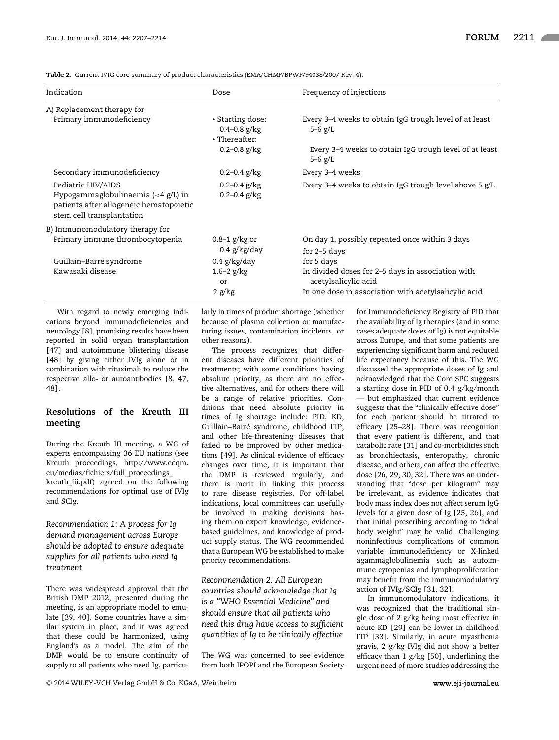**Table 2.** Current IVIG core summary of product characteristics (EMA/CHMP/BPWP/94038/2007 Rev. 4).

| Indication | Dose | Frequency of injections |
|---|---|---|
| A) Replacement therapy for | | |
| Primary immunodeficiency | • Starting dose: 0.4–0.8 g/kg | Every 3–4 weeks to obtain IgG trough level of at least 5–6 g/L |
| | • Thereafter: 0.2–0.8 g/kg | Every 3–4 weeks to obtain IgG trough level of at least 5–6 g/L |
| Secondary immunodeficiency | 0.2–0.4 g/kg | Every 3–4 weeks |
| Pediatric HIV/AIDS | 0.2–0.4 g/kg | Every 3–4 weeks to obtain IgG trough level above 5 g/L |
| Hypogammaglobulinaemia (<4 g/L) in patients after allogeneic hematopoietic stem cell transplantation | 0.2–0.4 g/kg | |
| B) Immunomodulatory therapy for | | |
| Primary immune thrombocytopenia | 0.8–1 g/kg or | On day 1, possibly repeated once within 3 days |
| | 0.4 g/kg/day | for 2–5 days |
| Guillain–Barré syndrome | 0.4 g/kg/day | for 5 days |
| Kawasaki disease | 1.6–2 g/kg | In divided doses for 2–5 days in association with acetylsalicylic acid |
| | or 2 g/kg | In one dose in association with acetylsalicylic acid |

With regard to newly emerging indications beyond immunodeficiencies and neurology [8], promising results have been reported in solid organ transplantation [47] and autoimmune blistering disease [48] by giving either IVIg alone or in combination with rituximab to reduce the respective allo- or autoantibodies [8, 47, 48].

## Resolutions of the Kreuth III meeting

During the Kreuth III meeting, a WG of experts encompassing 36 EU nations (see Kreuth proceedings, http://www.edqm.eu/medias/fichiers/full_proceedings_kreuth_iii.pdf) agreed on the following recommendations for optimal use of IVIg and SCIg.

### *Recommendation 1: A process for Ig demand management across Europe should be adopted to ensure adequate supplies for all patients who need Ig treatment*

There was widespread approval that the British DMP 2012, presented during the meeting, is an appropriate model to emulate [39, 40]. Some countries have a similar system in place, and it was agreed that these could be harmonized, using England's as a model. The aim of the DMP would be to ensure continuity of supply to all patients who need Ig, particularly in times of product shortage (whether because of plasma collection or manufacturing issues, contamination incidents, or other reasons).

The process recognizes that different diseases have different priorities of treatments; with some conditions having absolute priority, as there are no effective alternatives, and for others there will be a range of relative priorities. Conditions that need absolute priority in times of Ig shortage include: PID, KD, Guillain–Barré syndrome, childhood ITP, and other life-threatening diseases that failed to be improved by other medications [49]. As clinical evidence of efficacy changes over time, it is important that the DMP is reviewed regularly, and there is merit in linking this process to rare disease registries. For off-label indications, local committees can usefully be involved in making decisions basing them on expert knowledge, evidence-based guidelines, and knowledge of product supply status. The WG recommended that a European WG be established to make priority recommendations.

### *Recommendation 2: All European countries should acknowledge that Ig is a "WHO Essential Medicine" and should ensure that all patients who need this drug have access to sufficient quantities of Ig to be clinically effective*

The WG was concerned to see evidence from both IPOPI and the European Society for Immunodeficiency Registry of PID that the availability of Ig therapies (and in some cases adequate doses of Ig) is not equitable across Europe, and that some patients are experiencing significant harm and reduced life expectancy because of this. The WG discussed the appropriate doses of Ig and acknowledged that the Core SPC suggests a starting dose in PID of 0.4 g/kg/month — but emphasized that current evidence suggests that the "clinically effective dose" for each patient should be titrated to efficacy [25–28]. There was recognition that every patient is different, and that catabolic rate [31] and co-morbidities such as bronchiectasis, enteropathy, chronic disease, and others, can affect the effective dose [26, 29, 30, 32]. There was an understanding that "dose per kilogram" may be irrelevant, as evidence indicates that body mass index does not affect serum IgG levels for a given dose of Ig [25, 26], and that initial prescribing according to "ideal body weight" may be valid. Challenging noninfectious complications of common variable immunodeficiency or X-linked agammaglobulinemia such as autoimmune cytopenias and lymphoproliferation may benefit from the immunomodulatory action of IVIg/SCIg [31, 32].

In immunomodulatory indications, it was recognized that the traditional single dose of 2 g/kg being most effective in acute KD [29] can be lower in childhood ITP [33]. Similarly, in acute myasthenia gravis, 2 g/kg IVIg did not show a better efficacy than 1 g/kg [50], underlining the urgent need of more studies addressing the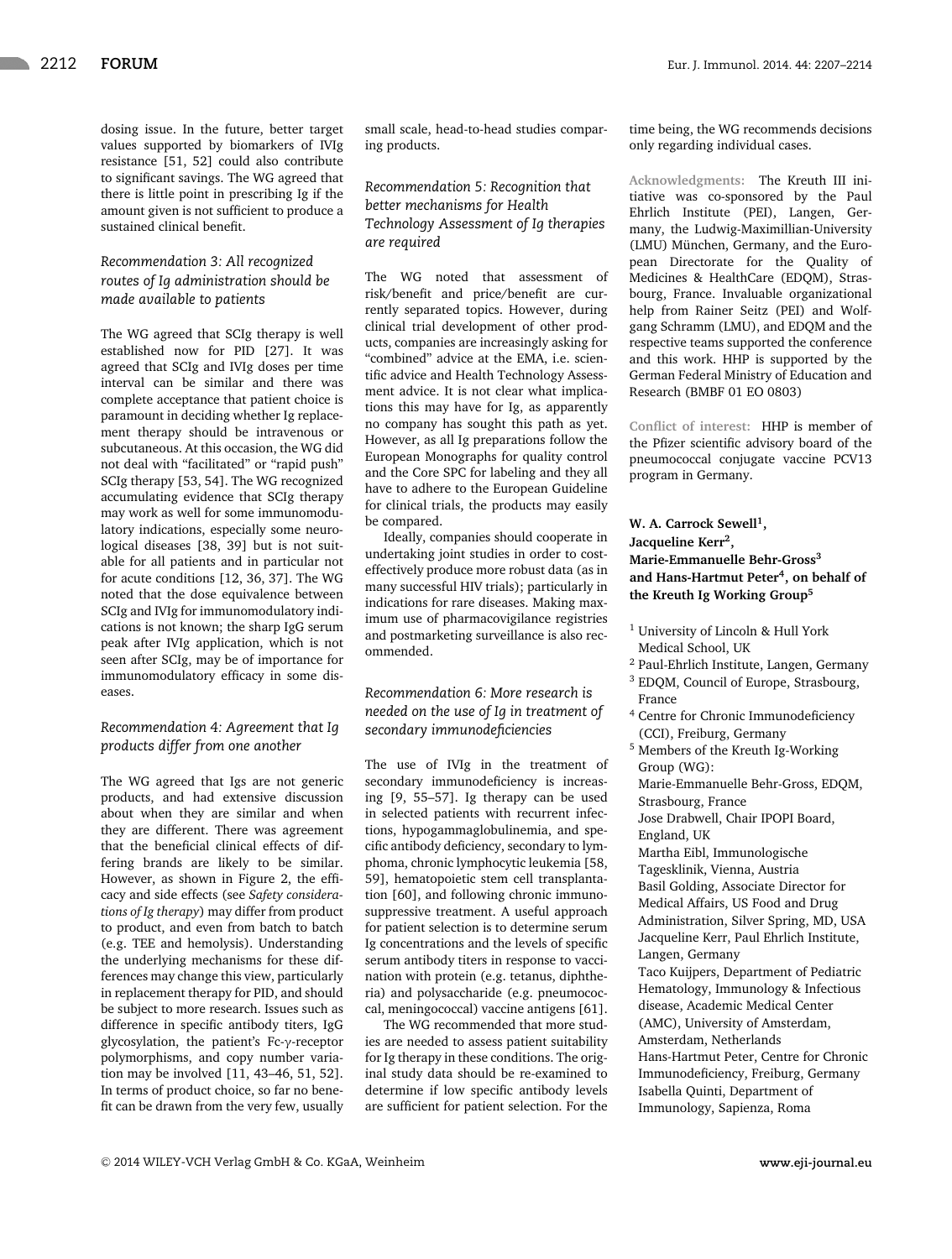dosing issue. In the future, better target values supported by biomarkers of IVIg resistance [51, 52] could also contribute to significant savings. The WG agreed that there is little point in prescribing Ig if the amount given is not sufficient to produce a sustained clinical benefit.

### *Recommendation 3: All recognized routes of Ig administration should be made available to patients*

The WG agreed that SCIg therapy is well established now for PID [27]. It was agreed that SCIg and IVIg doses per time interval can be similar and there was complete acceptance that patient choice is paramount in deciding whether Ig replacement therapy should be intravenous or subcutaneous. At this occasion, the WG did not deal with "facilitated" or "rapid push" SCIg therapy [53, 54]. The WG recognized accumulating evidence that SCIg therapy may work as well for some immunomodulatory indications, especially some neurological diseases [38, 39] but is not suitable for all patients and in particular not for acute conditions [12, 36, 37]. The WG noted that the dose equivalence between SCIg and IVIg for immunomodulatory indications is not known; the sharp IgG serum peak after IVIg application, which is not seen after SCIg, may be of importance for immunomodulatory efficacy in some diseases.

### *Recommendation 4: Agreement that Ig products differ from one another*

The WG agreed that Igs are not generic products, and had extensive discussion about when they are similar and when they are different. There was agreement that the beneficial clinical effects of differing brands are likely to be similar. However, as shown in Figure 2, the efficacy and side effects (see *Safety considerations of Ig therapy*) may differ from product to product, and even from batch to batch (e.g. TEE and hemolysis). Understanding the underlying mechanisms for these differences may change this view, particularly in replacement therapy for PID, and should be subject to more research. Issues such as difference in specific antibody titers, IgG glycosylation, the patient's Fc-γ-receptor polymorphisms, and copy number variation may be involved [11, 43–46, 51, 52]. In terms of product choice, so far no benefit can be drawn from the very few, usually small scale, head-to-head studies comparing products.

### *Recommendation 5: Recognition that better mechanisms for Health Technology Assessment of Ig therapies are required*

The WG noted that assessment of risk/benefit and price/benefit are currently separated topics. However, during clinical trial development of other products, companies are increasingly asking for "combined" advice at the EMA, i.e. scientific advice and Health Technology Assessment advice. It is not clear what implications this may have for Ig, as apparently no company has sought this path as yet. However, as all Ig preparations follow the European Monographs for quality control and the Core SPC for labeling and they all have to adhere to the European Guideline for clinical trials, the products may easily be compared.

Ideally, companies should cooperate in undertaking joint studies in order to cost-effectively produce more robust data (as in many successful HIV trials); particularly in indications for rare diseases. Making maximum use of pharmacovigilance registries and postmarketing surveillance is also recommended.

### *Recommendation 6: More research is needed on the use of Ig in treatment of secondary immunodeficiencies*

The use of IVIg in the treatment of secondary immunodeficiency is increasing [9, 55–57]. Ig therapy can be used in selected patients with recurrent infections, hypogammaglobulinemia, and specific antibody deficiency, secondary to lymphoma, chronic lymphocytic leukemia [58, 59], hematopoietic stem cell transplantation [60], and following chronic immunosuppressive treatment. A useful approach for patient selection is to determine serum Ig concentrations and the levels of specific serum antibody titers in response to vaccination with protein (e.g. tetanus, diphtheria) and polysaccharide (e.g. pneumococcal, meningococcal) vaccine antigens [61].

The WG recommended that more studies are needed to assess patient suitability for Ig therapy in these conditions. The original study data should be re-examined to determine if low specific antibody levels are sufficient for patient selection. For the time being, the WG recommends decisions only regarding individual cases.

**Acknowledgments:** The Kreuth III initiative was co-sponsored by the Paul Ehrlich Institute (PEI), Langen, Germany, the Ludwig-Maximillian-University (LMU) München, Germany, and the European Directorate for the Quality of Medicines & HealthCare (EDQM), Strasbourg, France. Invaluable organizational help from Rainer Seitz (PEI) and Wolfgang Schramm (LMU), and EDQM and the respective teams supported the conference and this work. HHP is supported by the German Federal Ministry of Education and Research (BMBF 01 EO 0803)

**Conflict of interest:** HHP is member of the Pfizer scientific advisory board of the pneumococcal conjugate vaccine PCV13 program in Germany.

**W. A. Carrock Sewell[1], Jacqueline Kerr[2], Marie-Emmanuelle Behr-Gross[3] and Hans-Hartmut Peter[4], on behalf of the Kreuth Ig Working Group[5]**

[1] University of Lincoln & Hull York Medical School, UK
[2] Paul-Ehrlich Institute, Langen, Germany
[3] EDQM, Council of Europe, Strasbourg, France
[4] Centre for Chronic Immunodeficiency (CCI), Freiburg, Germany
[5] Members of the Kreuth Ig-Working Group (WG):
Marie-Emmanuelle Behr-Gross, EDQM, Strasbourg, France
Jose Drabwell, Chair IPOPI Board, England, UK
Martha Eibl, Immunologische Tagesklinik, Vienna, Austria
Basil Golding, Associate Director for Medical Affairs, US Food and Drug Administration, Silver Spring, MD, USA
Jacqueline Kerr, Paul Ehrlich Institute, Langen, Germany
Taco Kuijpers, Department of Pediatric Hematology, Immunology & Infectious disease, Academic Medical Center (AMC), University of Amsterdam, Amsterdam, Netherlands
Hans-Hartmut Peter, Centre for Chronic Immunodeficiency, Freiburg, Germany
Isabella Quinti, Department of Immunology, Sapienza, Roma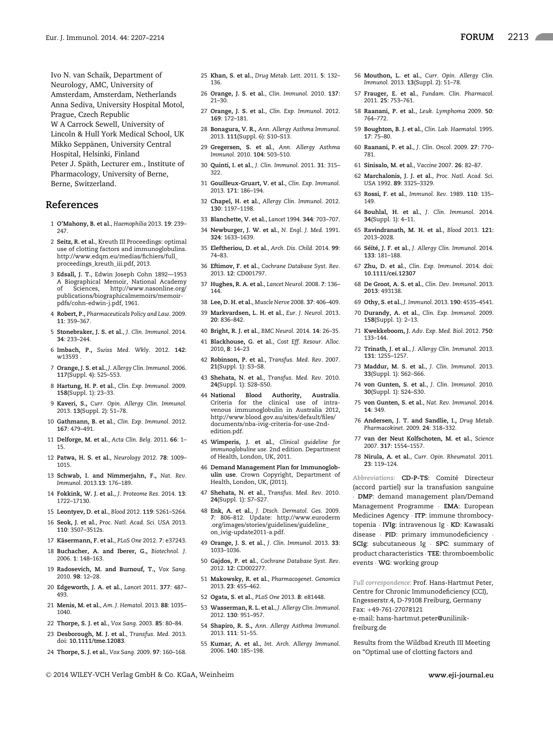Ivo N. van Schaik, Department of Neurology, AMC, University of Amsterdam, Amsterdam, Netherlands
Anna Sediva, University Hospital Motol, Prague, Czech Republic
W A Carrock Sewell, University of Lincoln & Hull York Medical School, UK
Mikko Seppänen, University Central Hospital, Helsinki, Finland
Peter J. Späth, Lecturer em., Institute of Pharmacology, University of Berne, Berne, Switzerland.

## References

1 **O'Mahony, B. et al.**, *Haemophilia* 2013. **19**: 239–247.

2 **Seitz, R. et al.**, Kreuth III Proceedings: optimal use of clotting factors and immunoglobulins. http://www.edqm.eu/medias/fichiers/full_proceedings_kreuth_iii.pdf, 2013.

3 **Edsall, J. T.**, Edwin Joseph Cohn 1892—1953 A Biographical Memoir, National Academy of Sciences, http://www.nasonline.org/publications/biographicalmemoirs/memoir-pdfs/cohn-edwin-j.pdf, 1961.

4 **Robert, P.**, *Pharmaceuticals Policy and Law*. 2009. **11**: 359–367.

5 **Stonebraker, J. S. et al.**, *J. Clin. Immunol.* 2014. **34**: 233–244.

6 **Imbach, P.**, *Swiss Med. Wkly.* 2012. **142**: w13593 .

7 **Orange, J. S. et al.**, *J. Allergy Clin. Immunol.* 2006. **117**(Suppl. 4): 525–553.

8 **Hartung, H. P. et al.**, *Clin. Exp. Immunol.* 2009. **158**(Suppl. 1): 23–33.

9 **Kaveri, S.**, *Curr. Opin. Allergy Clin. Immunol.* 2013. **13**(Suppl. 2): 51–78.

10 **Gathmann, B. et al.**, *Clin. Exp. Immunol.* 2012. **167**: 479–491.

11 **Delforge, M. et al.**, *Acta Clin. Belg.* 2011. **66**: 1–15.

12 **Patwa, H. S. et al.**, *Neurology* 2012. **78**: 1009–1015.

13 **Schwab, I. and Nimmerjahn, F.**, *Nat. Rev. Immunol.* 2013.**13**: 176–189.

14 **Fokkink, W. J. et al.**, *J. Proteome Res.* 2014. **13**: 1722–17130.

15 **Leontyev, D. et al.**, *Blood* 2012. **119**: 5261–5264.

16 **Seok, J. et al.**, *Proc. Natl. Acad. Sci. USA* 2013. **110**: 3507–3512s.

17 **Käsermann, F. et al.**, *PLoS One* 2012. **7**: e37243.

18 **Buchacher, A. and Iberer, G.**, *Biotechnol. J.* 2006. **1**: 148–163.

19 **Radosevich, M. and Burnouf, T.**, *Vox Sang.* 2010. **98**: 12–28.

20 **Edgeworth, J. A. et al.**, *Lancet* 2011. **377**: 487–493.

21 **Menis, M. et al.**, *Am. J. Hematol.* 2013. **88**: 1035–1040.

22 **Thorpe, S. J. et al.**, *Vox Sang.* 2003. **85**: 80–84.

23 **Desborough, M. J. et al.**, *Transfus. Med.* 2013. doi: **10.1111/tme.12083**.

24 **Thorpe, S. J. et al.**, *Vox Sang.* 2009. **97**: 160–168.

25 **Khan, S. et al.**, *Drug Metab. Lett.* 2011. **5**: 132–136.

26 **Orange, J. S. et al.**, *Clin. Immunol.* 2010. **137**: 21–30.

27 **Orange, J. S. et al.**, *Clin. Exp. Immunol.* 2012. **169**: 172–181.

28 **Bonagura, V. R.**, *Ann. Allergy Asthma Immunol.* 2013. **111**(Suppl. 6): S10–S13.

29 **Gregersen, S. et al.**, *Ann. Allergy Asthma Immunol.* 2010. **104**: 503–510.

30 **Quinti, I. et al.**, *J. Clin. Immunol.* 2011. **31**: 315–322.

31 **Gouilleux-Gruart, V. et al.**, *Clin. Exp. Immunol.* 2013. **171**: 186–194.

32 **Chapel, H. et al.**, *Allergy Clin. Immunol.* 2012. **130**: 1197–1198.

33 **Blanchette, V. et al.**, *Lancet* 1994. **344**: 703–707.

34 **Newburger, J. W. et al.**, *N. Engl. J. Med.* 1991. **324**: 1633–1639.

35 **Eleftheriou, D. et al.**, *Arch. Dis. Child.* 2014. **99**: 74–83.

36 **Eftimov, F. et al.**, *Cochrane Database Syst. Rev.* 2013. **12**: CD001797.

37 **Hughes, R. A. et al.**, *Lancet Neurol.* 2008. **7**: 136–144.

38 **Lee, D. H. et al.**, *Muscle Nerve* 2008. **37**: 406–409.

39 **Markvardsen, L. H. et al.**, *Eur. J. Neurol.* 2013. **20**: 836–842.

40 **Bright, R. J. et al.**, *BMC Neurol.* 2014. **14**: 26–35.

41 **Blackhouse, G. et al.**, *Cost Eff. Resour. Alloc.* 2010, **8**: 14–23

42 **Robinson, P. et al.**, *Transfus. Med. Rev.* 2007. **21**(Suppl. 1): S3–S8.

43 **Shehata, N. et al.**, *Transfus. Med. Rev.* 2010. **24**(Suppl. 1): S28–S50.

44 **National Blood Authority, Australia**. Criteria for the clinical use of intravenous immunoglobulin in Australia 2012, http://www.blood.gov.au/sites/default/files/documents/nba-ivig-criteria-for-use-2nd-edition.pdf.

45 **Wimperis, J. et al.**, *Clinical guideline for immunoglobuline use*. 2nd edition. Department of Health, London, UK, 2011.

46 **Demand Management Plan for Immunoglobulin use**. Crown Copyright, Department of Health, London, UK, (2011).

47 **Shehata, N. et al.**, *Transfus. Med. Rev.* 2010. **24**(Suppl. 1): S7–S27.

48 **Enk, A. et al.**, *J. Dtsch. Dermatol. Ges.* 2009. **7**: 806–812. Update: http://www.euroderm.org/images/stories/guidelines/guideline_on_ivig-update2011-a.pdf.

49 **Orange, J. S. et al.**, *J. Clin. Immunol.* 2013. **33**: 1033–1036.

50 **Gajdos, P. et al.**, *Cochrane Database Syst. Rev.* 2012. **12**: CD002277.

51 **Makowsky, R. et al.**, *Pharmacogenet. Genomics* 2013. **23**: 455–462.

52 **Ogata, S. et al.**, *PLoS One* 2013. **8**: e81448.

53 **Wasserman, R. L. et al.**, *J. Allergy Clin. Immunol.* 2012. **130**: 951–957.

54 **Shapiro, R. S.**, *Ann. Allergy Asthma Immunol.* 2013. **111**: 51–55.

55 **Kumar, A. et al.**, *Int. Arch. Allergy Immunol.* 2006. **140**: 185–198.

56 **Mouthon, L. et al.**, *Curr. Opin. Allergy Clin. Immunol.* 2013. **13**(Suppl. 2): 51–78.

57 **Frauger, E. et al.**, *Fundam. Clin. Pharmacol.* 2011. **25**: 753–761.

58 **Raanani, P. et al.**, *Leuk. Lymphoma* 2009. **50**: 764–772.

59 **Boughton, B. J. et al.**, *Clin. Lab. Haematol.* 1995. **17**: 75–80.

60 **Raanani, P. et al.**, *J. Clin. Oncol.* 2009. **27**: 770–781.

61 **Sinisalo, M. et al.**, *Vaccine* 2007. **26**: 82–87.

62 **Marchalonis, J. J. et al.**, *Proc. Natl. Acad. Sci. USA* 1992. **89**: 3325–3329.

63 **Rossi, F. et al.**, *Immunol. Rev.* 1989. **110**: 135–149.

64 **Bouhlal, H. et al.**, *J. Clin. Immunol.* 2014. **34**(Suppl. 1): 4–11.

65 **Ravindranath, M. H. et al.**, *Blood* 2013. **121**: 2013–2028.

66 **Séïté, J. F. et al.**, *J. Allergy Clin. Immunol.* 2014. **133**: 181–188.

67 **Zhu, D. et al.**, *Clin. Exp. Immunol.* 2014. doi: **10.1111/cei.12307**

68 **De Groot, A. S. et al.**, *Clin. Dev. Immunol.* 2013. **2013**: 493138.

69 **Othy, S. et al.**, *J. Immunol.* 2013. **190**: 4535–4541.

70 **Durandy, A. et al.**, *Clin. Exp. Immunol.* 2009. **158**(Suppl. 1): 2–13.

71 **Kwekkeboom, J.** *Adv. Exp. Med. Biol.* 2012. **750**: 133–144.

72 **Trinath, J. et al.**, *J. Allergy Clin. Immunol.* 2013. **131**: 1255–1257.

73 **Maddur, M. S. et al.**, *J. Clin. Immunol.* 2013. **33**(Suppl. 1): S62–S66.

74 **von Gunten, S. et al.**, *J. Clin. Immunol.* 2010. **30**(Suppl. 1): S24–S30.

75 **von Gunten, S. et al.**, *Nat. Rev. Immunol.* 2014. **14**: 349.

76 **Andersen, J. T. and Sandlie, I.**, *Drug Metab. Pharmacokinet.* 2009. **24**: 318–332.

77 **van der Neut Kolfschoten, M. et al.**, *Science* 2007. **317**: 1554–1557.

78 **Nirula, A. et al.**, *Curr. Opin. Rheumatol.* 2011. **23**: 119–124.

*Abbreviations:* **CD-P-TS**: Comité Directeur (accord partiel) sur la transfusion sanguine · **DMP**: demand management plan/Demand Management Programme · **EMA**: European Medicines Agency · **ITP**: immune thrombocytopenia · **IVIg**: intravenous Ig · **KD**: Kawasaki disease · **PID**: primary immunodeficiency · **SCIg**: subcutaneous Ig · **SPC**: summary of product characteristics · **TEE**: thromboembolic events · **WG**: working group

*Full correspondence:* Prof. Hans-Hartmut Peter, Centre for Chronic Immunodeficiency (CCI), Engesserstr.4, D-79108 Freiburg, Germany
Fax: +49-761-27078121
e-mail: hans-hartmut.peter@uniklinik-freiburg.de

Results from the Wildbad Kreuth III Meeting on "Optimal use of clotting factors and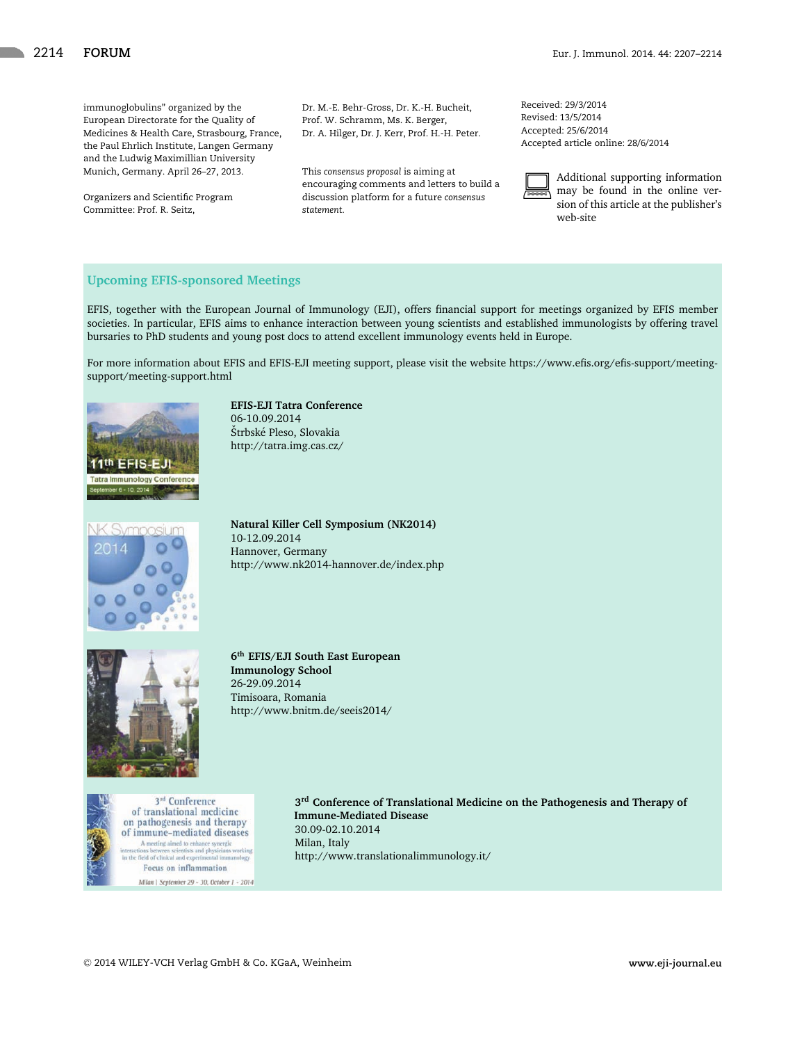immunoglobulins" organized by the European Directorate for the Quality of Medicines & Health Care, Strasbourg, France, the Paul Ehrlich Institute, Langen Germany and the Ludwig Maximillian University Munich, Germany. April 26–27, 2013.

Organizers and Scientific Program Committee: Prof. R. Seitz, Dr. M.-E. Behr-Gross, Dr. K.-H. Bucheit, Prof. W. Schramm, Ms. K. Berger, Dr. A. Hilger, Dr. J. Kerr, Prof. H.-H. Peter.

This *consensus proposal* is aiming at encouraging comments and letters to build a discussion platform for a future *consensus statement*.

Received: 29/3/2014
Revised: 13/5/2014
Accepted: 25/6/2014
Accepted article online: 28/6/2014

Additional supporting information may be found in the online version of this article at the publisher's web-site

## Upcoming EFIS-sponsored Meetings

EFIS, together with the European Journal of Immunology (EJI), offers financial support for meetings organized by EFIS member societies. In particular, EFIS aims to enhance interaction between young scientists and established immunologists by offering travel bursaries to PhD students and young post docs to attend excellent immunology events held in Europe.

For more information about EFIS and EFIS-EJI meeting support, please visit the website https://www.efis.org/efis-support/meeting-support/meeting-support.html

**EFIS-EJI Tatra Conference**
06-10.09.2014
Štrbské Pleso, Slovakia
http://tatra.img.cas.cz/

**Natural Killer Cell Symposium (NK2014)**
10-12.09.2014
Hannover, Germany
http://www.nk2014-hannover.de/index.php

**6th EFIS/EJI South East European Immunology School**
26-29.09.2014
Timisoara, Romania
http://www.bnitm.de/seeis2014/

**3rd Conference of Translational Medicine on the Pathogenesis and Therapy of Immune-Mediated Disease**
30.09-02.10.2014
Milan, Italy
http://www.translationalimmunology.it/